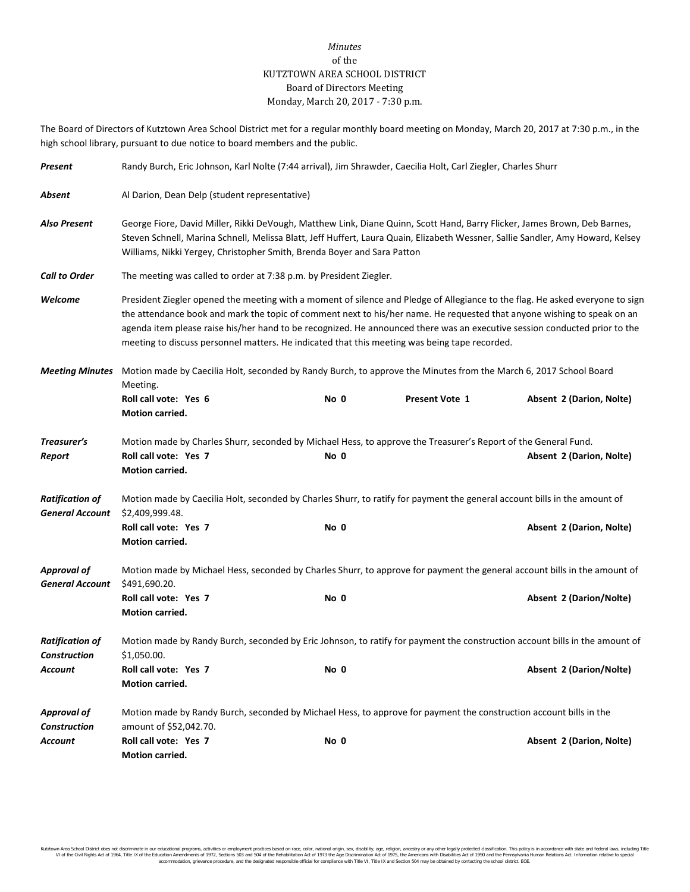*Minutes*
of the
KUTZTOWN AREA SCHOOL DISTRICT
Board of Directors Meeting
Monday, March 20, 2017 - 7:30 p.m.

The Board of Directors of Kutztown Area School District met for a regular monthly board meeting on Monday, March 20, 2017 at 7:30 p.m., in the high school library, pursuant to due notice to board members and the public.

***Present*** Randy Burch, Eric Johnson, Karl Nolte (7:44 arrival), Jim Shrawder, Caecilia Holt, Carl Ziegler, Charles Shurr

***Absent*** Al Darion, Dean Delp (student representative)

***Also Present*** George Fiore, David Miller, Rikki DeVough, Matthew Link, Diane Quinn, Scott Hand, Barry Flicker, James Brown, Deb Barnes, Steven Schnell, Marina Schnell, Melissa Blatt, Jeff Huffert, Laura Quain, Elizabeth Wessner, Sallie Sandler, Amy Howard, Kelsey Williams, Nikki Yergey, Christopher Smith, Brenda Boyer and Sara Patton

***Call to Order*** The meeting was called to order at 7:38 p.m. by President Ziegler.

***Welcome*** President Ziegler opened the meeting with a moment of silence and Pledge of Allegiance to the flag. He asked everyone to sign the attendance book and mark the topic of comment next to his/her name. He requested that anyone wishing to speak on an agenda item please raise his/her hand to be recognized. He announced there was an executive session conducted prior to the meeting to discuss personnel matters. He indicated that this meeting was being tape recorded.

***Meeting Minutes*** Motion made by Caecilia Holt, seconded by Randy Burch, to approve the Minutes from the March 6, 2017 School Board Meeting.
**Roll call vote: Yes 6** **No 0** **Present Vote 1** **Absent 2 (Darion, Nolte)**
**Motion carried.**

***Treasurer's Report*** Motion made by Charles Shurr, seconded by Michael Hess, to approve the Treasurer's Report of the General Fund.
**Roll call vote: Yes 7** **No 0** **Absent 2 (Darion, Nolte)**
**Motion carried.**

***Ratification of General Account*** Motion made by Caecilia Holt, seconded by Charles Shurr, to ratify for payment the general account bills in the amount of $2,409,999.48.
**Roll call vote: Yes 7** **No 0** **Absent 2 (Darion, Nolte)**
**Motion carried.**

***Approval of General Account*** Motion made by Michael Hess, seconded by Charles Shurr, to approve for payment the general account bills in the amount of $491,690.20.
**Roll call vote: Yes 7** **No 0** **Absent 2 (Darion/Nolte)**
**Motion carried.**

***Ratification of Construction Account*** Motion made by Randy Burch, seconded by Eric Johnson, to ratify for payment the construction account bills in the amount of $1,050.00.
**Roll call vote: Yes 7** **No 0** **Absent 2 (Darion/Nolte)**
**Motion carried.**

***Approval of Construction Account*** Motion made by Randy Burch, seconded by Michael Hess, to approve for payment the construction account bills in the amount of $52,042.70.
**Roll call vote: Yes 7** **No 0** **Absent 2 (Darion, Nolte)**
**Motion carried.**

Kutztown Area School District does not discriminate in our educational programs, activities or employment practices based on race, color, national origin, sex, disability, age, religion, ancestry or any other legally protected classification. This policy is in accordance with state and federal laws, including Title VI of the Civil Rights Act of 1964, Title IX of the Education Amendments of 1972, Sections 503 and 504 of the Rehabilitation Act of 1973 the Age Discrimination Act of 1975, the Americans with Disabilities Act of 1990 and the Pennsylvania Human Relations Act. Information relative to special accommodation, grievance procedure, and the designated responsible official for compliance with Title VI, Title IX and Section 504 may be obtained by contacting the school district. EOE.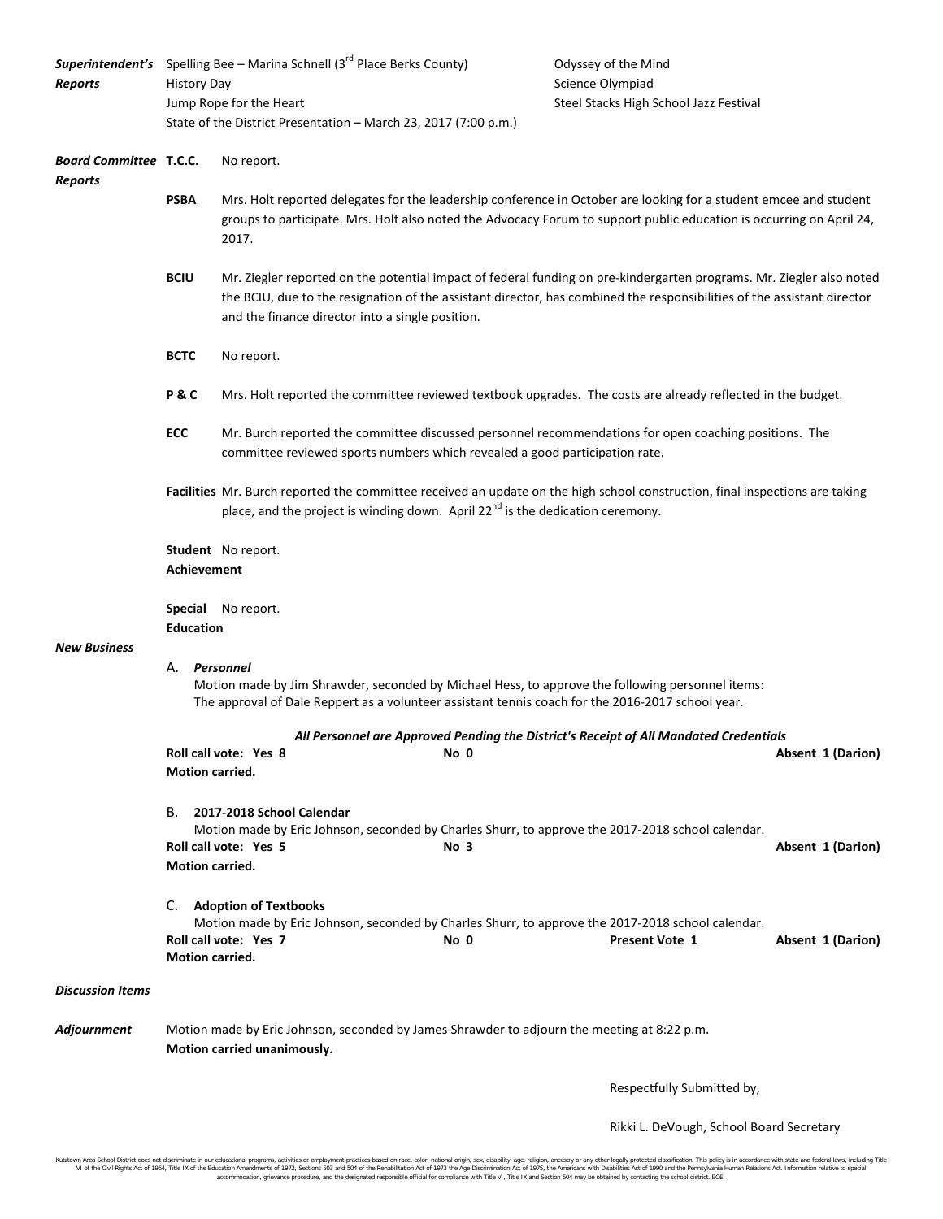***Superintendent's Reports***

Spelling Bee – Marina Schnell (3rd Place Berks County)
History Day
Jump Rope for the Heart
State of the District Presentation – March 23, 2017 (7:00 p.m.)
Odyssey of the Mind
Science Olympiad
Steel Stacks High School Jazz Festival

***Board Committee Reports***

**T.C.C.** No report.

**PSBA** Mrs. Holt reported delegates for the leadership conference in October are looking for a student emcee and student groups to participate. Mrs. Holt also noted the Advocacy Forum to support public education is occurring on April 24, 2017.

**BCIU** Mr. Ziegler reported on the potential impact of federal funding on pre-kindergarten programs. Mr. Ziegler also noted the BCIU, due to the resignation of the assistant director, has combined the responsibilities of the assistant director and the finance director into a single position.

**BCTC** No report.

**P & C** Mrs. Holt reported the committee reviewed textbook upgrades. The costs are already reflected in the budget.

**ECC** Mr. Burch reported the committee discussed personnel recommendations for open coaching positions. The committee reviewed sports numbers which revealed a good participation rate.

**Facilities** Mr. Burch reported the committee received an update on the high school construction, final inspections are taking place, and the project is winding down. April 22nd is the dedication ceremony.

**Student Achievement** No report.

**Special Education** No report.

***New Business***

A. ***Personnel***
Motion made by Jim Shrawder, seconded by Michael Hess, to approve the following personnel items:
The approval of Dale Reppert as a volunteer assistant tennis coach for the 2016-2017 school year.

***All Personnel are Approved Pending the District's Receipt of All Mandated Credentials***

**Roll call vote: Yes 8** **No 0** **Absent 1 (Darion)**
**Motion carried.**

B. **2017-2018 School Calendar**
Motion made by Eric Johnson, seconded by Charles Shurr, to approve the 2017-2018 school calendar.
**Roll call vote: Yes 5** **No 3** **Absent 1 (Darion)**
**Motion carried.**

C. **Adoption of Textbooks**
Motion made by Eric Johnson, seconded by Charles Shurr, to approve the 2017-2018 school calendar.
**Roll call vote: Yes 7** **No 0** **Present Vote 1** **Absent 1 (Darion)**
**Motion carried.**

***Discussion Items***

***Adjournment*** Motion made by Eric Johnson, seconded by James Shrawder to adjourn the meeting at 8:22 p.m.
**Motion carried unanimously.**

Respectfully Submitted by,

Rikki L. DeVough, School Board Secretary

Kutztown Area School District does not discriminate in our educational programs, activities or employment practices based on race, color, national origin, sex, disability, age, religion, ancestry or any other legally protected classification. This policy is in accordance with state and federal laws, including Title VI of the Civil Rights Act of 1964, Title IX of the Education Amendments of 1972, Sections 503 and 504 of the Rehabilitation Act of 1973 the Age Discrimination Act of 1975, the Americans with Disabilities Act of 1990 and the Pennsylvania Human Relations Act. Information relative to special accommodation, grievance procedure, and the designated responsible official for compliance with Title VI, Title IX and Section 504 may be obtained by contacting the school district. EOE.